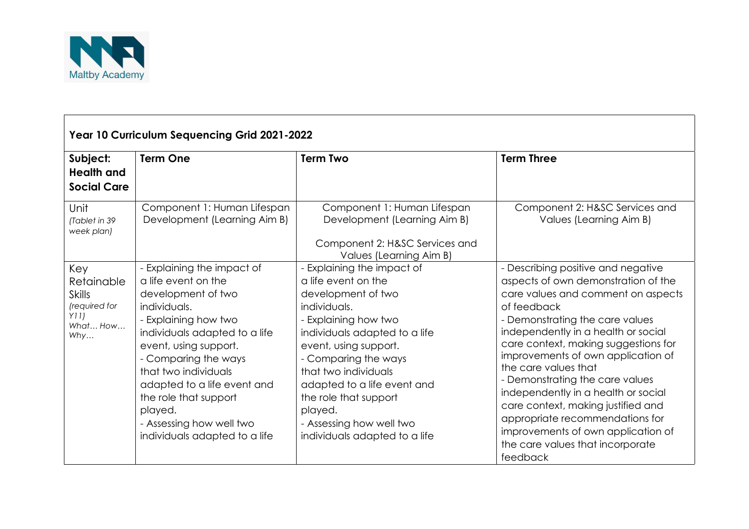Maltby Academy

| Year 10 Curriculum Sequencing Grid 2021-2022 | | | |
|---|---|---|---|
| **Subject: Health and Social Care** | **Term One** | **Term Two** | **Term Three** |
| Unit *(Tablet in 39 week plan)* | Component 1: Human Lifespan Development (Learning Aim B) | Component 1: Human Lifespan Development (Learning Aim B)<br><br>Component 2: H&SC Services and Values (Learning Aim B) | Component 2: H&SC Services and Values (Learning Aim B) |
| Key Retainable Skills *(required for Y11) What… How… Why…* | - Explaining the impact of a life event on the development of two individuals.<br>- Explaining how two individuals adapted to a life event, using support.<br>- Comparing the ways that two individuals adapted to a life event and the role that support played.<br>- Assessing how well two individuals adapted to a life | - Explaining the impact of a life event on the development of two individuals.<br>- Explaining how two individuals adapted to a life event, using support.<br>- Comparing the ways that two individuals adapted to a life event and the role that support played.<br>- Assessing how well two individuals adapted to a life | - Describing positive and negative aspects of own demonstration of the care values and comment on aspects of feedback<br>- Demonstrating the care values independently in a health or social care context, making suggestions for improvements of own application of the care values that<br>- Demonstrating the care values independently in a health or social care context, making justified and appropriate recommendations for improvements of own application of the care values that incorporate feedback |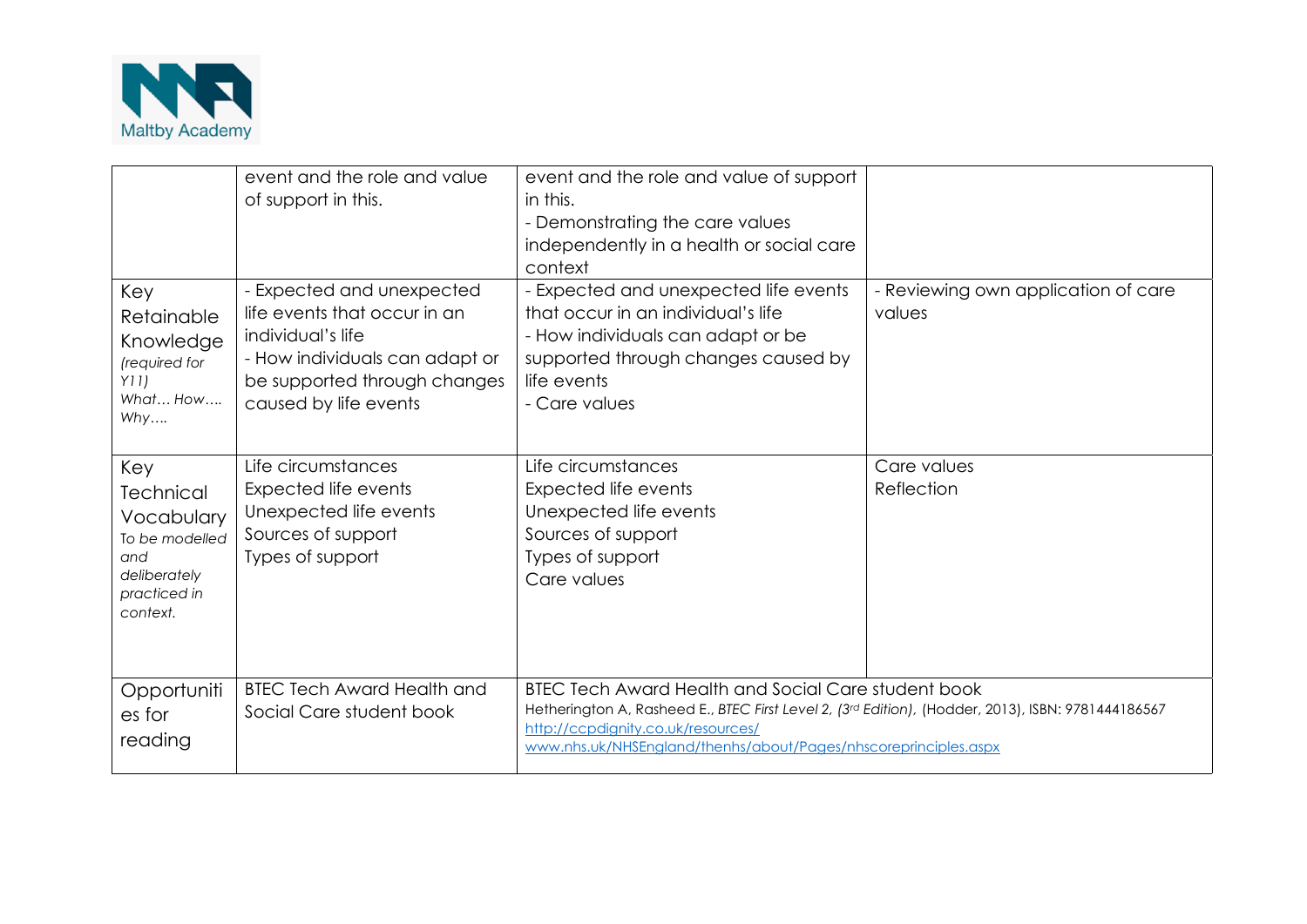| | | | |
|---|---|---|---|
| | event and the role and value of support in this. | event and the role and value of support in this.<br>- Demonstrating the care values independently in a health or social care context | |
| Key Retainable Knowledge *(required for Y11) What… How…. Why….* | - Expected and unexpected life events that occur in an individual's life<br>- How individuals can adapt or be supported through changes caused by life events | - Expected and unexpected life events that occur in an individual's life<br>- How individuals can adapt or be supported through changes caused by life events<br>- Care values | - Reviewing own application of care values |
| Key Technical Vocabulary *To be modelled and deliberately practiced in context.* | Life circumstances<br>Expected life events<br>Unexpected life events<br>Sources of support<br>Types of support | Life circumstances<br>Expected life events<br>Unexpected life events<br>Sources of support<br>Types of support<br>Care values | Care values<br>Reflection |
| Opportunities for reading | BTEC Tech Award Health and Social Care student book | BTEC Tech Award Health and Social Care student book<br>Hetherington A, Rasheed E., *BTEC First Level 2, (3rd Edition),* (Hodder, 2013), ISBN: 9781444186567<br>http://ccpdignity.co.uk/resources/<br>www.nhs.uk/NHSEngland/thenhs/about/Pages/nhscoreprinciples.aspx | |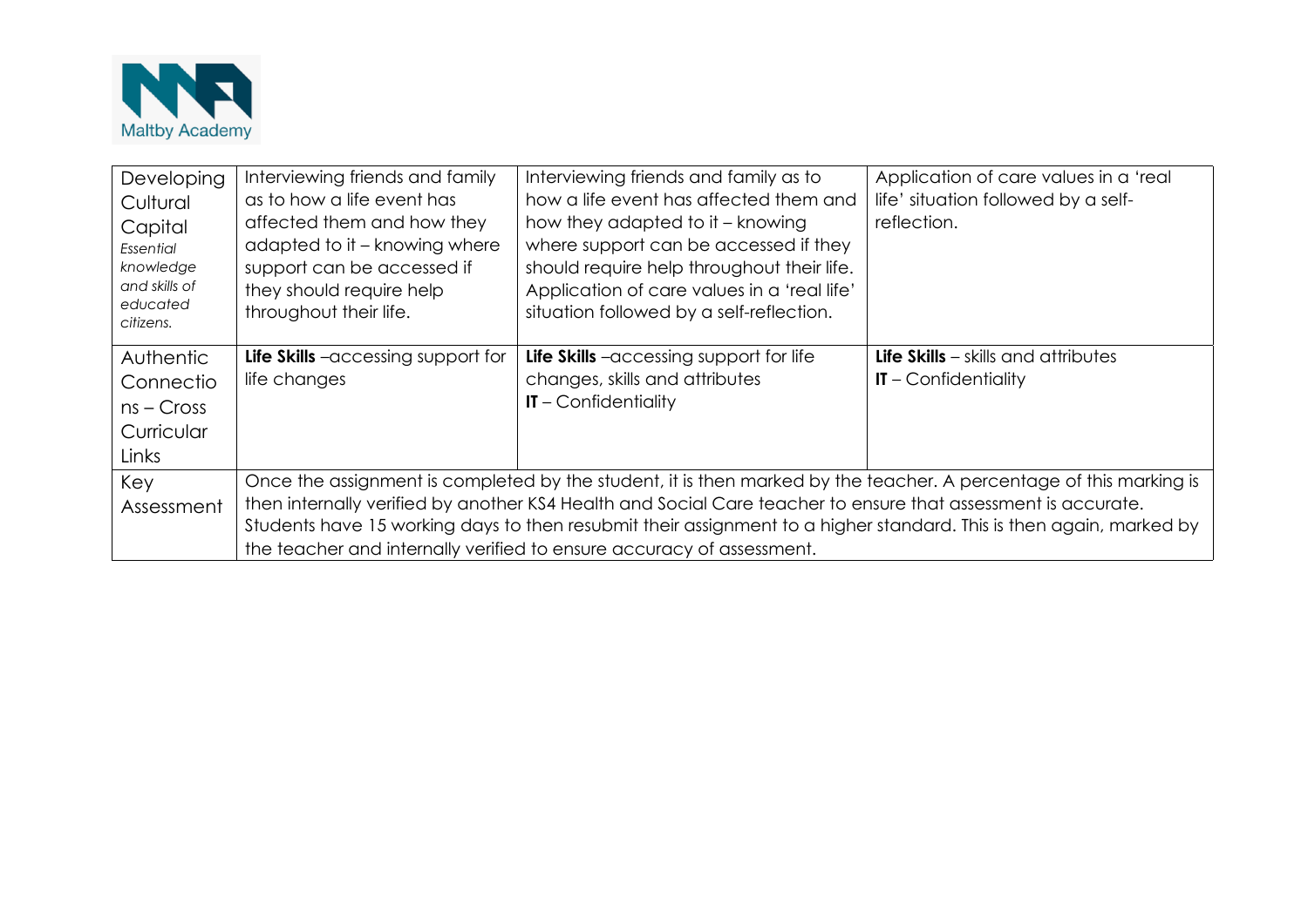| | | | |
|---|---|---|---|
| Developing Cultural Capital *Essential knowledge and skills of educated citizens.* | Interviewing friends and family as to how a life event has affected them and how they adapted to it – knowing where support can be accessed if they should require help throughout their life. | Interviewing friends and family as to how a life event has affected them and how they adapted to it – knowing where support can be accessed if they should require help throughout their life. Application of care values in a 'real life' situation followed by a self-reflection. | Application of care values in a 'real life' situation followed by a self-reflection. |
| Authentic Connections – Cross Curricular Links | **Life Skills** –accessing support for life changes | **Life Skills** –accessing support for life changes, skills and attributes<br>**IT** – Confidentiality | **Life Skills** – skills and attributes<br>**IT** – Confidentiality |
| Key Assessment | Once the assignment is completed by the student, it is then marked by the teacher. A percentage of this marking is then internally verified by another KS4 Health and Social Care teacher to ensure that assessment is accurate. Students have 15 working days to then resubmit their assignment to a higher standard. This is then again, marked by the teacher and internally verified to ensure accuracy of assessment. | | |